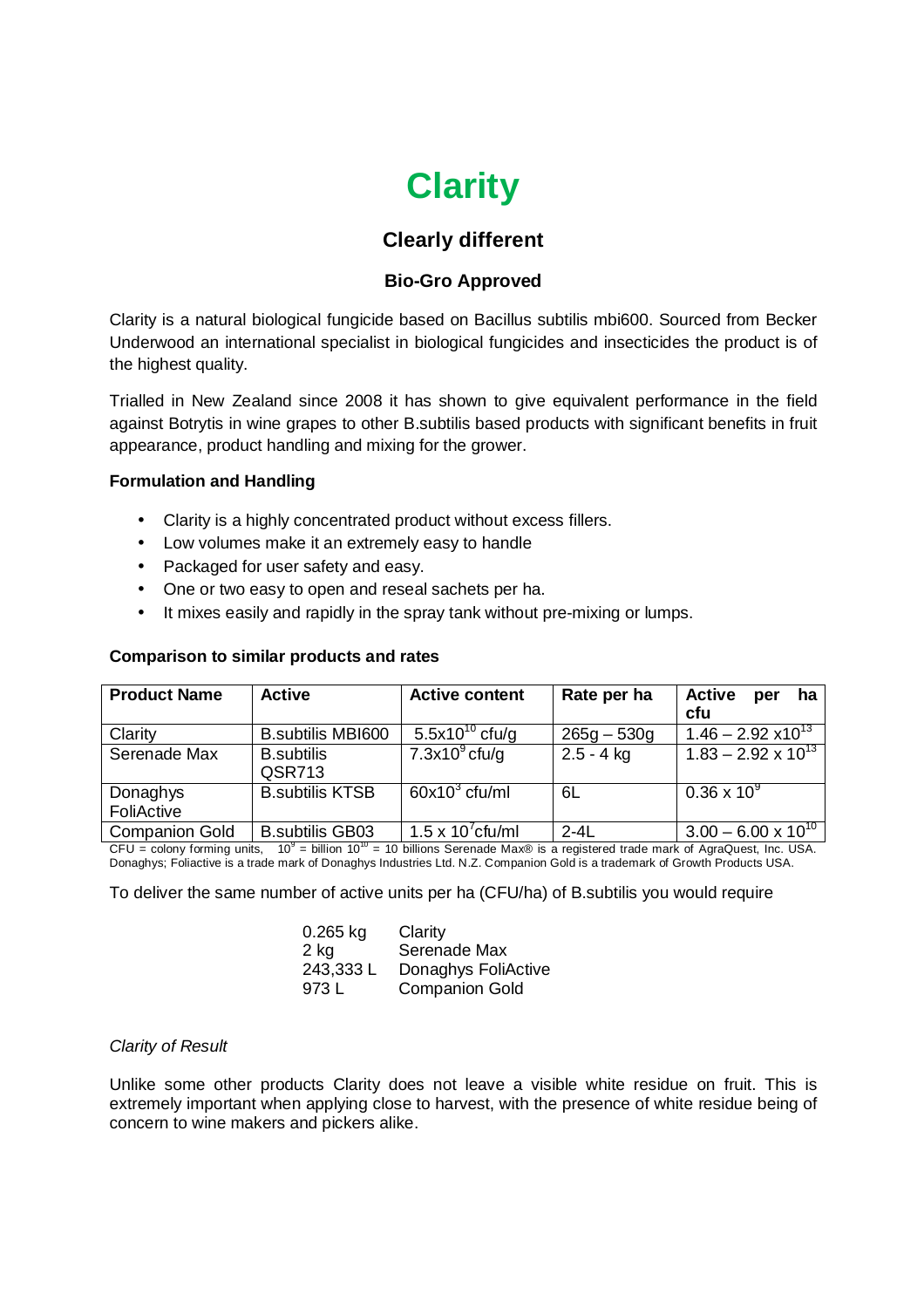# Clarity

## Clearly different

### Bio-Gro Approved

Clarity is a natural biological fungicide based on Bacillus subtilis mbi600. Sourced from Becker Underwood an international specialist in biological fungicides and insecticides the product is of the highest quality.

Trialled in New Zealand since 2008 it has shown to give equivalent performance in the field against Botrytis in wine grapes to other B.subtilis based products with significant benefits in fruit appearance, product handling and mixing for the grower.

**Formulation and Handling**

- Clarity is a highly concentrated product without excess fillers.
- Low volumes make it an extremely easy to handle
- Packaged for user safety and easy.
- One or two easy to open and reseal sachets per ha.
- It mixes easily and rapidly in the spray tank without pre-mixing or lumps.

**Comparison to similar products and rates**

| Product Name | Active | Active content | Rate per ha | Active per ha cfu |
|---|---|---|---|---|
| Clarity | B.subtilis MBI600 | $5.5 \times 10^{10}$ cfu/g | 265g – 530g | $1.46 – 2.92 \times 10^{13}$ |
| Serenade Max | B.subtilis QSR713 | $7.3 \times 10^{9}$ cfu/g | 2.5 - 4 kg | $1.83 – 2.92 \times 10^{13}$ |
| Donaghys FoliActive | B.subtilis KTSB | $60 \times 10^{3}$ cfu/ml | 6L | $0.36 \times 10^{9}$ |
| Companion Gold | B.subtilis GB03 | $1.5 \times 10^{7}$ cfu/ml | 2-4L | $3.00 – 6.00 \times 10^{10}$ |

CFU = colony forming units, $10^{9}$ = billion $10^{10}$ = 10 billions Serenade Max® is a registered trade mark of AgraQuest, Inc. USA. Donaghys; Foliactive is a trade mark of Donaghys Industries Ltd. N.Z. Companion Gold is a trademark of Growth Products USA.

To deliver the same number of active units per ha (CFU/ha) of B.subtilis you would require

| | |
|---|---|
| 0.265 kg | Clarity |
| 2 kg | Serenade Max |
| 243,333 L | Donaghys FoliActive |
| 973 L | Companion Gold |

*Clarity of Result*

Unlike some other products Clarity does not leave a visible white residue on fruit. This is extremely important when applying close to harvest, with the presence of white residue being of concern to wine makers and pickers alike.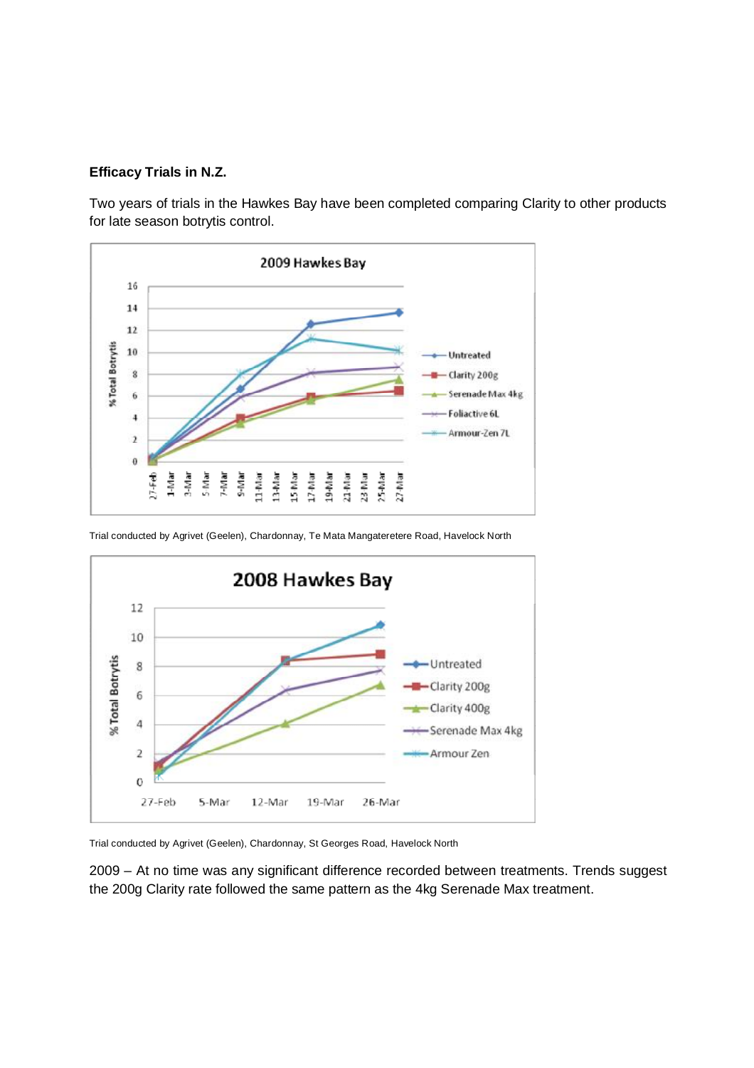**Efficacy Trials in N.Z.**

Two years of trials in the Hawkes Bay have been completed comparing Clarity to other products for late season botrytis control.

Trial conducted by Agrivet (Geelen), Chardonnay, Te Mata Mangateretere Road, Havelock North

Trial conducted by Agrivet (Geelen), Chardonnay, St Georges Road, Havelock North

2009 – At no time was any significant difference recorded between treatments. Trends suggest the 200g Clarity rate followed the same pattern as the 4kg Serenade Max treatment.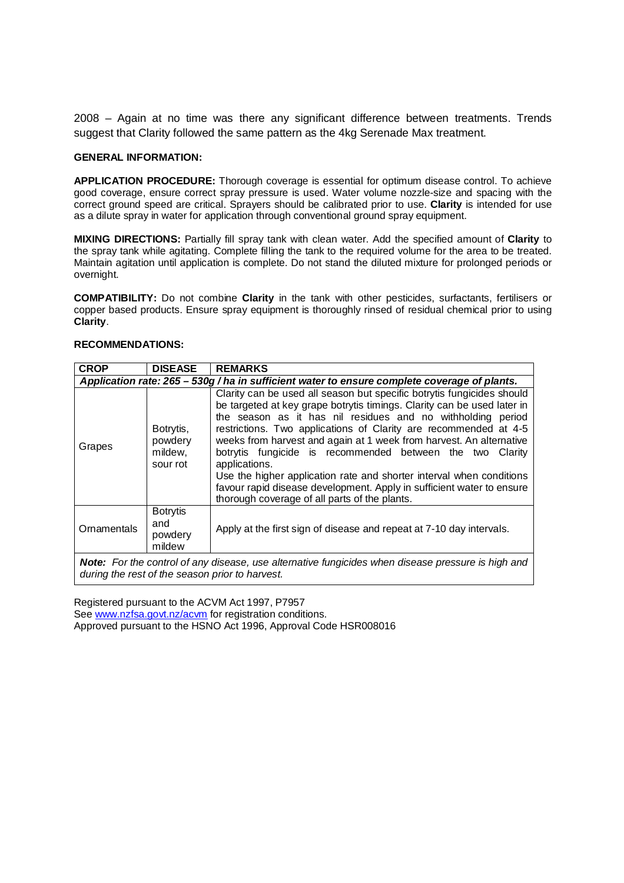2008 – Again at no time was there any significant difference between treatments. Trends suggest that Clarity followed the same pattern as the 4kg Serenade Max treatment.

**GENERAL INFORMATION:**

**APPLICATION PROCEDURE:** Thorough coverage is essential for optimum disease control. To achieve good coverage, ensure correct spray pressure is used. Water volume nozzle-size and spacing with the correct ground speed are critical. Sprayers should be calibrated prior to use. **Clarity** is intended for use as a dilute spray in water for application through conventional ground spray equipment.

**MIXING DIRECTIONS:** Partially fill spray tank with clean water. Add the specified amount of **Clarity** to the spray tank while agitating. Complete filling the tank to the required volume for the area to be treated. Maintain agitation until application is complete. Do not stand the diluted mixture for prolonged periods or overnight.

**COMPATIBILITY:** Do not combine **Clarity** in the tank with other pesticides, surfactants, fertilisers or copper based products. Ensure spray equipment is thoroughly rinsed of residual chemical prior to using **Clarity**.

**RECOMMENDATIONS:**

| CROP | DISEASE | REMARKS |
| --- | --- | --- |
| ***Application rate: 265 – 530g / ha in sufficient water to ensure complete coverage of plants.*** | | |
| Grapes | Botrytis, powdery mildew, sour rot | Clarity can be used all season but specific botrytis fungicides should be targeted at key grape botrytis timings. Clarity can be used later in the season as it has nil residues and no withholding period restrictions. Two applications of Clarity are recommended at 4-5 weeks from harvest and again at 1 week from harvest. An alternative botrytis fungicide is recommended between the two Clarity applications. Use the higher application rate and shorter interval when conditions favour rapid disease development. Apply in sufficient water to ensure thorough coverage of all parts of the plants. |
| Ornamentals | Botrytis and powdery mildew | Apply at the first sign of disease and repeat at 7-10 day intervals. |
| ***Note:*** *For the control of any disease, use alternative fungicides when disease pressure is high and during the rest of the season prior to harvest.* | | |

Registered pursuant to the ACVM Act 1997, P7957
See www.nzfsa.govt.nz/acvm for registration conditions.
Approved pursuant to the HSNO Act 1996, Approval Code HSR008016